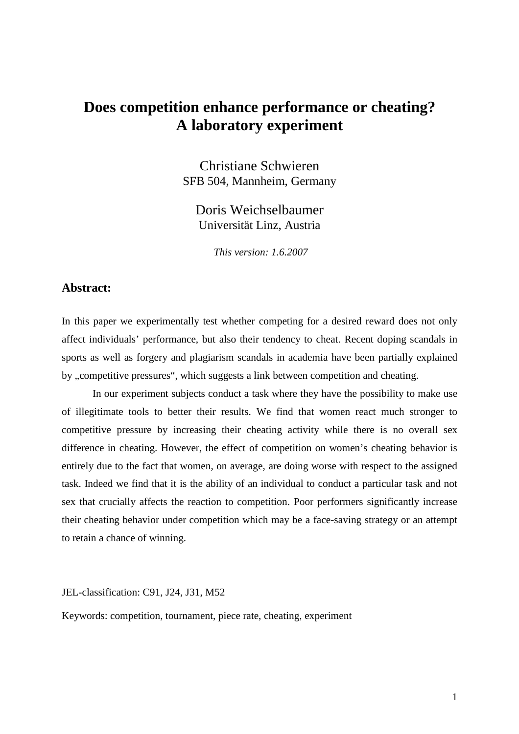# Does competition enhance performance or cheating? A laboratory experiment

Christiane Schwieren
SFB 504, Mannheim, Germany

Doris Weichselbaumer
Universität Linz, Austria

*This version: 1.6.2007*

## Abstract:

In this paper we experimentally test whether competing for a desired reward does not only affect individuals' performance, but also their tendency to cheat. Recent doping scandals in sports as well as forgery and plagiarism scandals in academia have been partially explained by „competitive pressures", which suggests a link between competition and cheating.

In our experiment subjects conduct a task where they have the possibility to make use of illegitimate tools to better their results. We find that women react much stronger to competitive pressure by increasing their cheating activity while there is no overall sex difference in cheating. However, the effect of competition on women's cheating behavior is entirely due to the fact that women, on average, are doing worse with respect to the assigned task. Indeed we find that it is the ability of an individual to conduct a particular task and not sex that crucially affects the reaction to competition. Poor performers significantly increase their cheating behavior under competition which may be a face-saving strategy or an attempt to retain a chance of winning.

JEL-classification: C91, J24, J31, M52

Keywords: competition, tournament, piece rate, cheating, experiment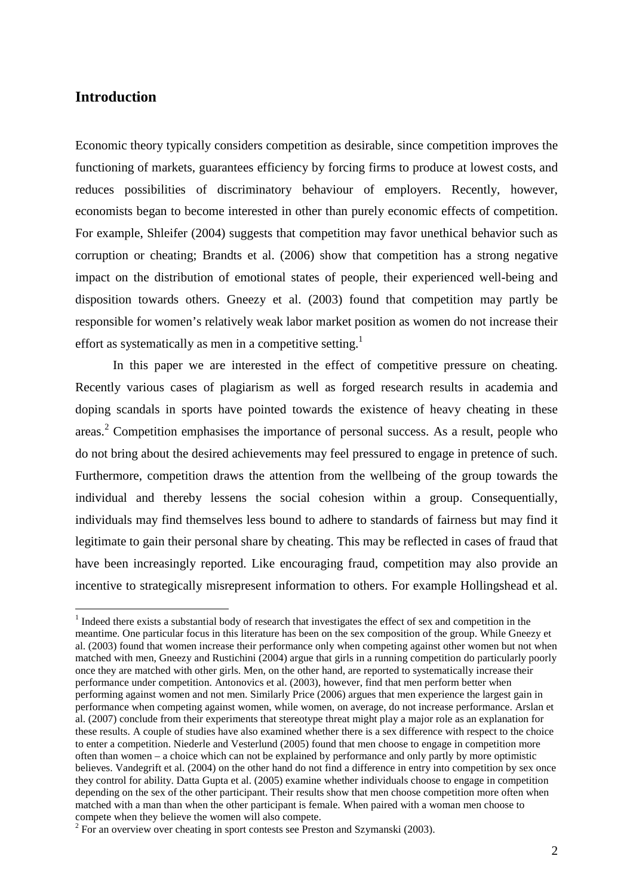## Introduction

Economic theory typically considers competition as desirable, since competition improves the functioning of markets, guarantees efficiency by forcing firms to produce at lowest costs, and reduces possibilities of discriminatory behaviour of employers. Recently, however, economists began to become interested in other than purely economic effects of competition. For example, Shleifer (2004) suggests that competition may favor unethical behavior such as corruption or cheating; Brandts et al. (2006) show that competition has a strong negative impact on the distribution of emotional states of people, their experienced well-being and disposition towards others. Gneezy et al. (2003) found that competition may partly be responsible for women's relatively weak labor market position as women do not increase their effort as systematically as men in a competitive setting.[1]

In this paper we are interested in the effect of competitive pressure on cheating. Recently various cases of plagiarism as well as forged research results in academia and doping scandals in sports have pointed towards the existence of heavy cheating in these areas.[2] Competition emphasises the importance of personal success. As a result, people who do not bring about the desired achievements may feel pressured to engage in pretence of such. Furthermore, competition draws the attention from the wellbeing of the group towards the individual and thereby lessens the social cohesion within a group. Consequentially, individuals may find themselves less bound to adhere to standards of fairness but may find it legitimate to gain their personal share by cheating. This may be reflected in cases of fraud that have been increasingly reported. Like encouraging fraud, competition may also provide an incentive to strategically misrepresent information to others. For example Hollingshead et al.

---

[1] Indeed there exists a substantial body of research that investigates the effect of sex and competition in the meantime. One particular focus in this literature has been on the sex composition of the group. While Gneezy et al. (2003) found that women increase their performance only when competing against other women but not when matched with men, Gneezy and Rustichini (2004) argue that girls in a running competition do particularly poorly once they are matched with other girls. Men, on the other hand, are reported to systematically increase their performance under competition. Antonovics et al. (2003), however, find that men perform better when performing against women and not men. Similarly Price (2006) argues that men experience the largest gain in performance when competing against women, while women, on average, do not increase performance. Arslan et al. (2007) conclude from their experiments that stereotype threat might play a major role as an explanation for these results. A couple of studies have also examined whether there is a sex difference with respect to the choice to enter a competition. Niederle and Vesterlund (2005) found that men choose to engage in competition more often than women – a choice which can not be explained by performance and only partly by more optimistic believes. Vandegrift et al. (2004) on the other hand do not find a difference in entry into competition by sex once they control for ability. Datta Gupta et al. (2005) examine whether individuals choose to engage in competition depending on the sex of the other participant. Their results show that men choose competition more often when matched with a man than when the other participant is female. When paired with a woman men choose to compete when they believe the women will also compete.

[2] For an overview over cheating in sport contests see Preston and Szymanski (2003).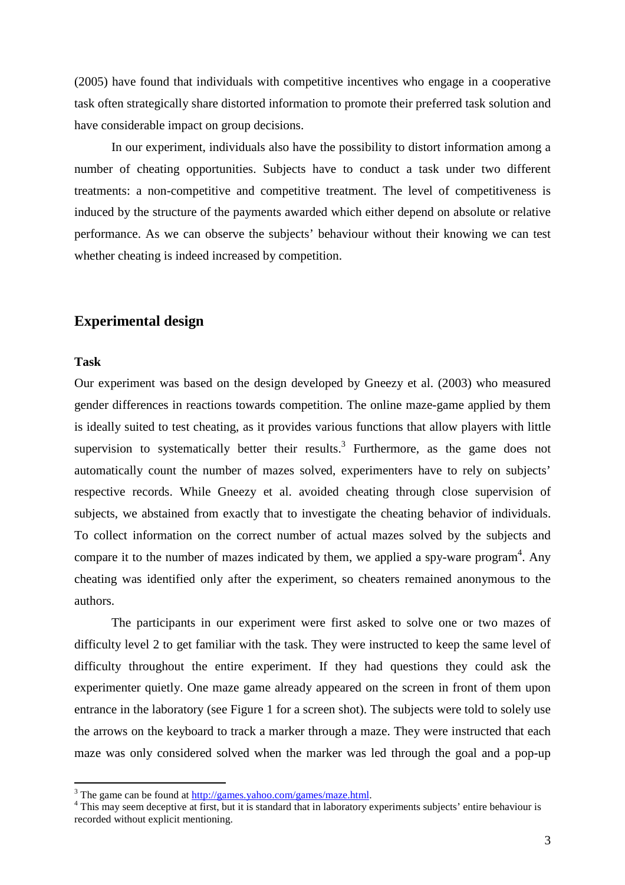(2005) have found that individuals with competitive incentives who engage in a cooperative task often strategically share distorted information to promote their preferred task solution and have considerable impact on group decisions.

In our experiment, individuals also have the possibility to distort information among a number of cheating opportunities. Subjects have to conduct a task under two different treatments: a non-competitive and competitive treatment. The level of competitiveness is induced by the structure of the payments awarded which either depend on absolute or relative performance. As we can observe the subjects' behaviour without their knowing we can test whether cheating is indeed increased by competition.

## Experimental design

### Task

Our experiment was based on the design developed by Gneezy et al. (2003) who measured gender differences in reactions towards competition. The online maze-game applied by them is ideally suited to test cheating, as it provides various functions that allow players with little supervision to systematically better their results.[3] Furthermore, as the game does not automatically count the number of mazes solved, experimenters have to rely on subjects' respective records. While Gneezy et al. avoided cheating through close supervision of subjects, we abstained from exactly that to investigate the cheating behavior of individuals. To collect information on the correct number of actual mazes solved by the subjects and compare it to the number of mazes indicated by them, we applied a spy-ware program[4]. Any cheating was identified only after the experiment, so cheaters remained anonymous to the authors.

The participants in our experiment were first asked to solve one or two mazes of difficulty level 2 to get familiar with the task. They were instructed to keep the same level of difficulty throughout the entire experiment. If they had questions they could ask the experimenter quietly. One maze game already appeared on the screen in front of them upon entrance in the laboratory (see Figure 1 for a screen shot). The subjects were told to solely use the arrows on the keyboard to track a marker through a maze. They were instructed that each maze was only considered solved when the marker was led through the goal and a pop-up

---

[3] The game can be found at http://games.yahoo.com/games/maze.html.

[4] This may seem deceptive at first, but it is standard that in laboratory experiments subjects' entire behaviour is recorded without explicit mentioning.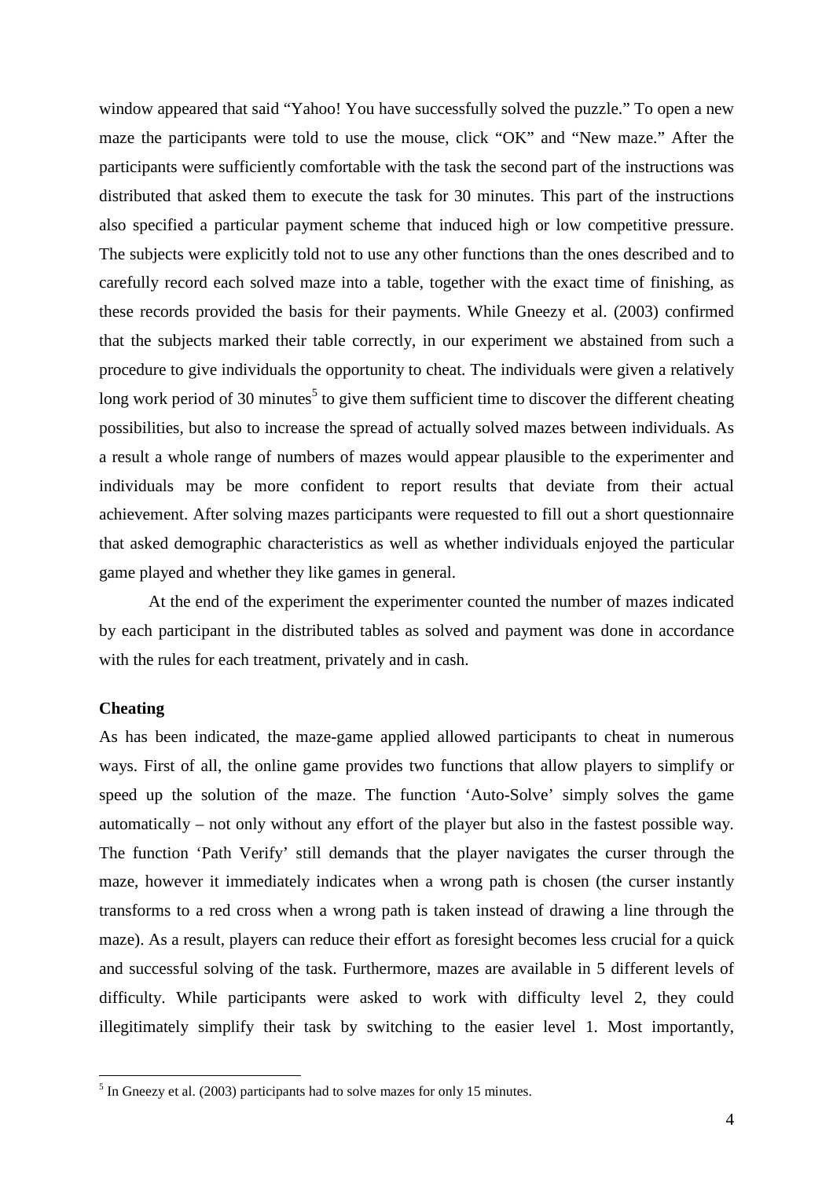window appeared that said "Yahoo! You have successfully solved the puzzle." To open a new maze the participants were told to use the mouse, click "OK" and "New maze." After the participants were sufficiently comfortable with the task the second part of the instructions was distributed that asked them to execute the task for 30 minutes. This part of the instructions also specified a particular payment scheme that induced high or low competitive pressure. The subjects were explicitly told not to use any other functions than the ones described and to carefully record each solved maze into a table, together with the exact time of finishing, as these records provided the basis for their payments. While Gneezy et al. (2003) confirmed that the subjects marked their table correctly, in our experiment we abstained from such a procedure to give individuals the opportunity to cheat. The individuals were given a relatively long work period of 30 minutes[5] to give them sufficient time to discover the different cheating possibilities, but also to increase the spread of actually solved mazes between individuals. As a result a whole range of numbers of mazes would appear plausible to the experimenter and individuals may be more confident to report results that deviate from their actual achievement. After solving mazes participants were requested to fill out a short questionnaire that asked demographic characteristics as well as whether individuals enjoyed the particular game played and whether they like games in general.

At the end of the experiment the experimenter counted the number of mazes indicated by each participant in the distributed tables as solved and payment was done in accordance with the rules for each treatment, privately and in cash.

**Cheating**

As has been indicated, the maze-game applied allowed participants to cheat in numerous ways. First of all, the online game provides two functions that allow players to simplify or speed up the solution of the maze. The function 'Auto-Solve' simply solves the game automatically – not only without any effort of the player but also in the fastest possible way. The function 'Path Verify' still demands that the player navigates the curser through the maze, however it immediately indicates when a wrong path is chosen (the curser instantly transforms to a red cross when a wrong path is taken instead of drawing a line through the maze). As a result, players can reduce their effort as foresight becomes less crucial for a quick and successful solving of the task. Furthermore, mazes are available in 5 different levels of difficulty. While participants were asked to work with difficulty level 2, they could illegitimately simplify their task by switching to the easier level 1. Most importantly,

[5] In Gneezy et al. (2003) participants had to solve mazes for only 15 minutes.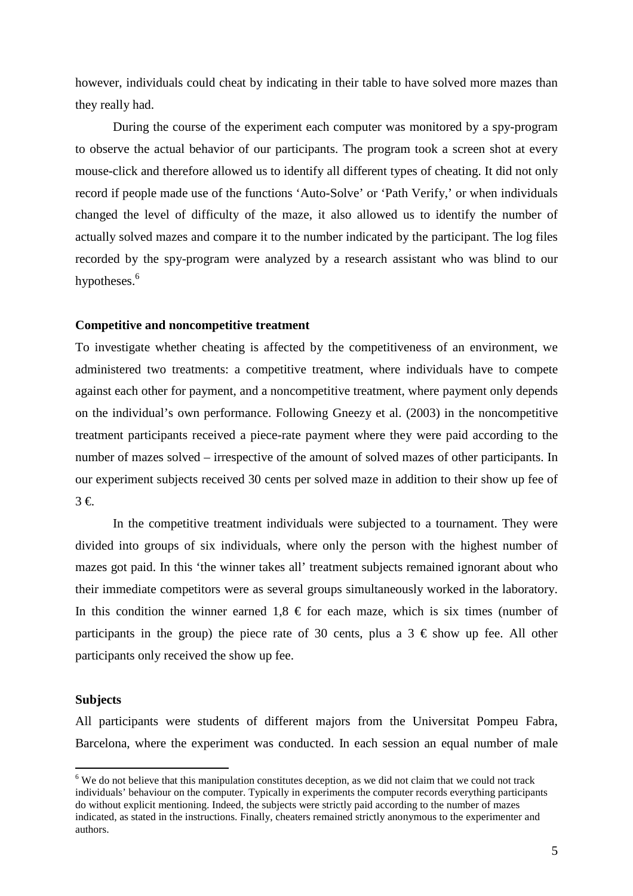however, individuals could cheat by indicating in their table to have solved more mazes than they really had.

During the course of the experiment each computer was monitored by a spy-program to observe the actual behavior of our participants. The program took a screen shot at every mouse-click and therefore allowed us to identify all different types of cheating. It did not only record if people made use of the functions 'Auto-Solve' or 'Path Verify,' or when individuals changed the level of difficulty of the maze, it also allowed us to identify the number of actually solved mazes and compare it to the number indicated by the participant. The log files recorded by the spy-program were analyzed by a research assistant who was blind to our hypotheses.[6]

### Competitive and noncompetitive treatment

To investigate whether cheating is affected by the competitiveness of an environment, we administered two treatments: a competitive treatment, where individuals have to compete against each other for payment, and a noncompetitive treatment, where payment only depends on the individual's own performance. Following Gneezy et al. (2003) in the noncompetitive treatment participants received a piece-rate payment where they were paid according to the number of mazes solved – irrespective of the amount of solved mazes of other participants. In our experiment subjects received 30 cents per solved maze in addition to their show up fee of 3 €.

In the competitive treatment individuals were subjected to a tournament. They were divided into groups of six individuals, where only the person with the highest number of mazes got paid. In this 'the winner takes all' treatment subjects remained ignorant about who their immediate competitors were as several groups simultaneously worked in the laboratory. In this condition the winner earned 1,8 € for each maze, which is six times (number of participants in the group) the piece rate of 30 cents, plus a 3 € show up fee. All other participants only received the show up fee.

### Subjects

All participants were students of different majors from the Universitat Pompeu Fabra, Barcelona, where the experiment was conducted. In each session an equal number of male

---

[6] We do not believe that this manipulation constitutes deception, as we did not claim that we could not track individuals' behaviour on the computer. Typically in experiments the computer records everything participants do without explicit mentioning. Indeed, the subjects were strictly paid according to the number of mazes indicated, as stated in the instructions. Finally, cheaters remained strictly anonymous to the experimenter and authors.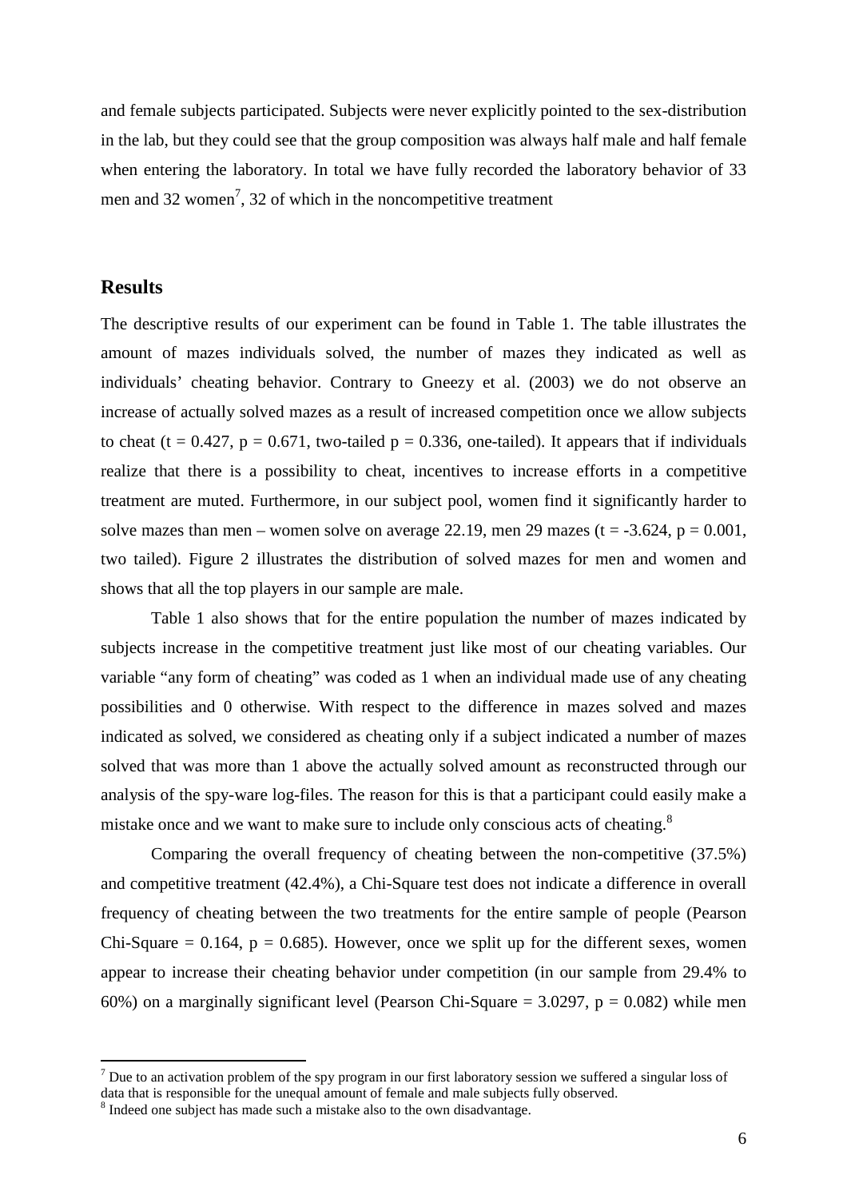and female subjects participated. Subjects were never explicitly pointed to the sex-distribution in the lab, but they could see that the group composition was always half male and half female when entering the laboratory. In total we have fully recorded the laboratory behavior of 33 men and 32 women[7], 32 of which in the noncompetitive treatment

## Results

The descriptive results of our experiment can be found in Table 1. The table illustrates the amount of mazes individuals solved, the number of mazes they indicated as well as individuals' cheating behavior. Contrary to Gneezy et al. (2003) we do not observe an increase of actually solved mazes as a result of increased competition once we allow subjects to cheat ($t = 0.427$, $p = 0.671$, two-tailed $p = 0.336$, one-tailed). It appears that if individuals realize that there is a possibility to cheat, incentives to increase efforts in a competitive treatment are muted. Furthermore, in our subject pool, women find it significantly harder to solve mazes than men – women solve on average 22.19, men 29 mazes ($t = -3.624$, $p = 0.001$, two tailed). Figure 2 illustrates the distribution of solved mazes for men and women and shows that all the top players in our sample are male.

Table 1 also shows that for the entire population the number of mazes indicated by subjects increase in the competitive treatment just like most of our cheating variables. Our variable "any form of cheating" was coded as 1 when an individual made use of any cheating possibilities and 0 otherwise. With respect to the difference in mazes solved and mazes indicated as solved, we considered as cheating only if a subject indicated a number of mazes solved that was more than 1 above the actually solved amount as reconstructed through our analysis of the spy-ware log-files. The reason for this is that a participant could easily make a mistake once and we want to make sure to include only conscious acts of cheating.[8]

Comparing the overall frequency of cheating between the non-competitive (37.5%) and competitive treatment (42.4%), a Chi-Square test does not indicate a difference in overall frequency of cheating between the two treatments for the entire sample of people (Pearson Chi-Square = 0.164, $p = 0.685$). However, once we split up for the different sexes, women appear to increase their cheating behavior under competition (in our sample from 29.4% to 60%) on a marginally significant level (Pearson Chi-Square = 3.0297, $p = 0.082$) while men

[7] Due to an activation problem of the spy program in our first laboratory session we suffered a singular loss of data that is responsible for the unequal amount of female and male subjects fully observed.

[8] Indeed one subject has made such a mistake also to the own disadvantage.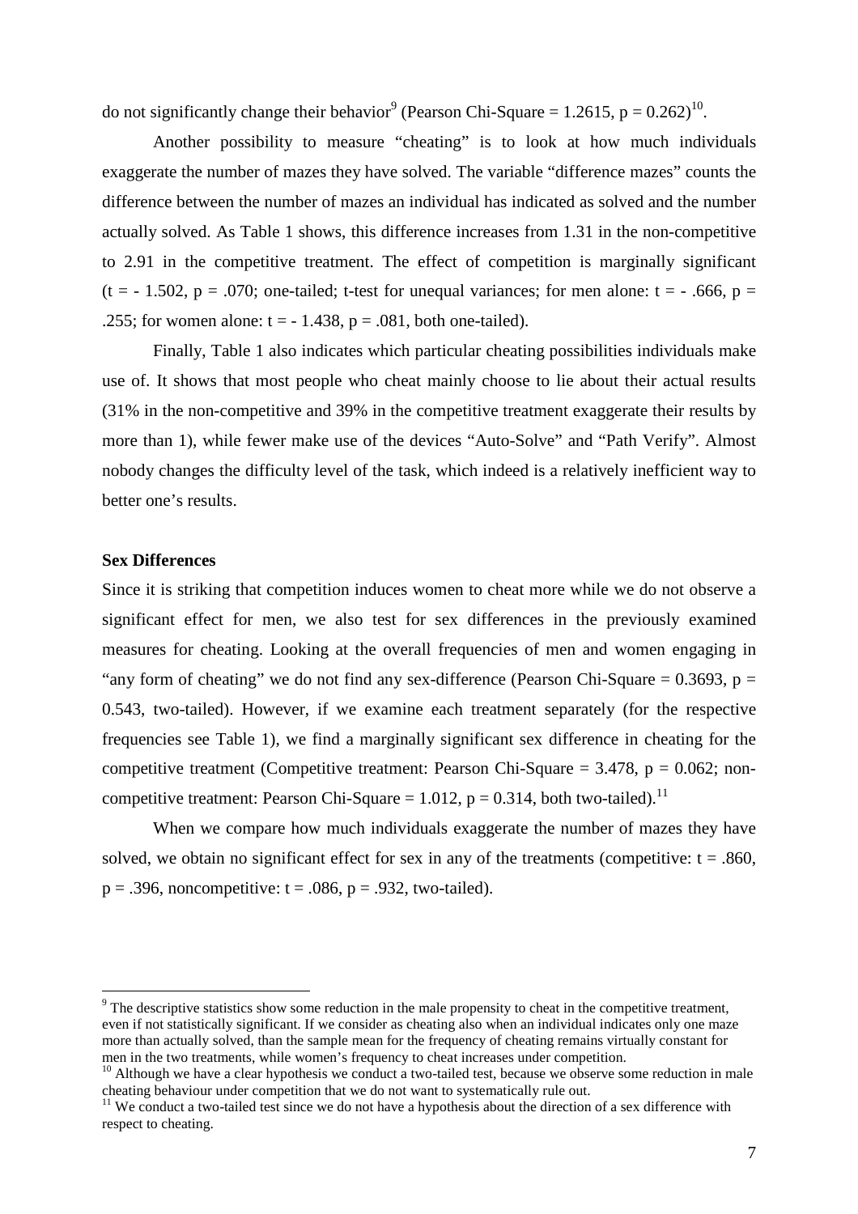do not significantly change their behavior[9] (Pearson Chi-Square = 1.2615, $p = 0.262$)[10].

Another possibility to measure "cheating" is to look at how much individuals exaggerate the number of mazes they have solved. The variable "difference mazes" counts the difference between the number of mazes an individual has indicated as solved and the number actually solved. As Table 1 shows, this difference increases from 1.31 in the non-competitive to 2.91 in the competitive treatment. The effect of competition is marginally significant ($t = -1.502$, $p = .070$; one-tailed; t-test for unequal variances; for men alone: $t = -.666$, $p = .255$; for women alone: $t = -1.438$, $p = .081$, both one-tailed).

Finally, Table 1 also indicates which particular cheating possibilities individuals make use of. It shows that most people who cheat mainly choose to lie about their actual results (31% in the non-competitive and 39% in the competitive treatment exaggerate their results by more than 1), while fewer make use of the devices "Auto-Solve" and "Path Verify". Almost nobody changes the difficulty level of the task, which indeed is a relatively inefficient way to better one's results.

**Sex Differences**

Since it is striking that competition induces women to cheat more while we do not observe a significant effect for men, we also test for sex differences in the previously examined measures for cheating. Looking at the overall frequencies of men and women engaging in "any form of cheating" we do not find any sex-difference (Pearson Chi-Square = 0.3693, $p = 0.543$, two-tailed). However, if we examine each treatment separately (for the respective frequencies see Table 1), we find a marginally significant sex difference in cheating for the competitive treatment (Competitive treatment: Pearson Chi-Square = 3.478, $p = 0.062$; non-competitive treatment: Pearson Chi-Square = 1.012, $p = 0.314$, both two-tailed).[11]

When we compare how much individuals exaggerate the number of mazes they have solved, we obtain no significant effect for sex in any of the treatments (competitive: $t = .860$, $p = .396$, noncompetitive: $t = .086$, $p = .932$, two-tailed).

---

[9] The descriptive statistics show some reduction in the male propensity to cheat in the competitive treatment, even if not statistically significant. If we consider as cheating also when an individual indicates only one maze more than actually solved, than the sample mean for the frequency of cheating remains virtually constant for men in the two treatments, while women's frequency to cheat increases under competition.

[10] Although we have a clear hypothesis we conduct a two-tailed test, because we observe some reduction in male cheating behaviour under competition that we do not want to systematically rule out.

[11] We conduct a two-tailed test since we do not have a hypothesis about the direction of a sex difference with respect to cheating.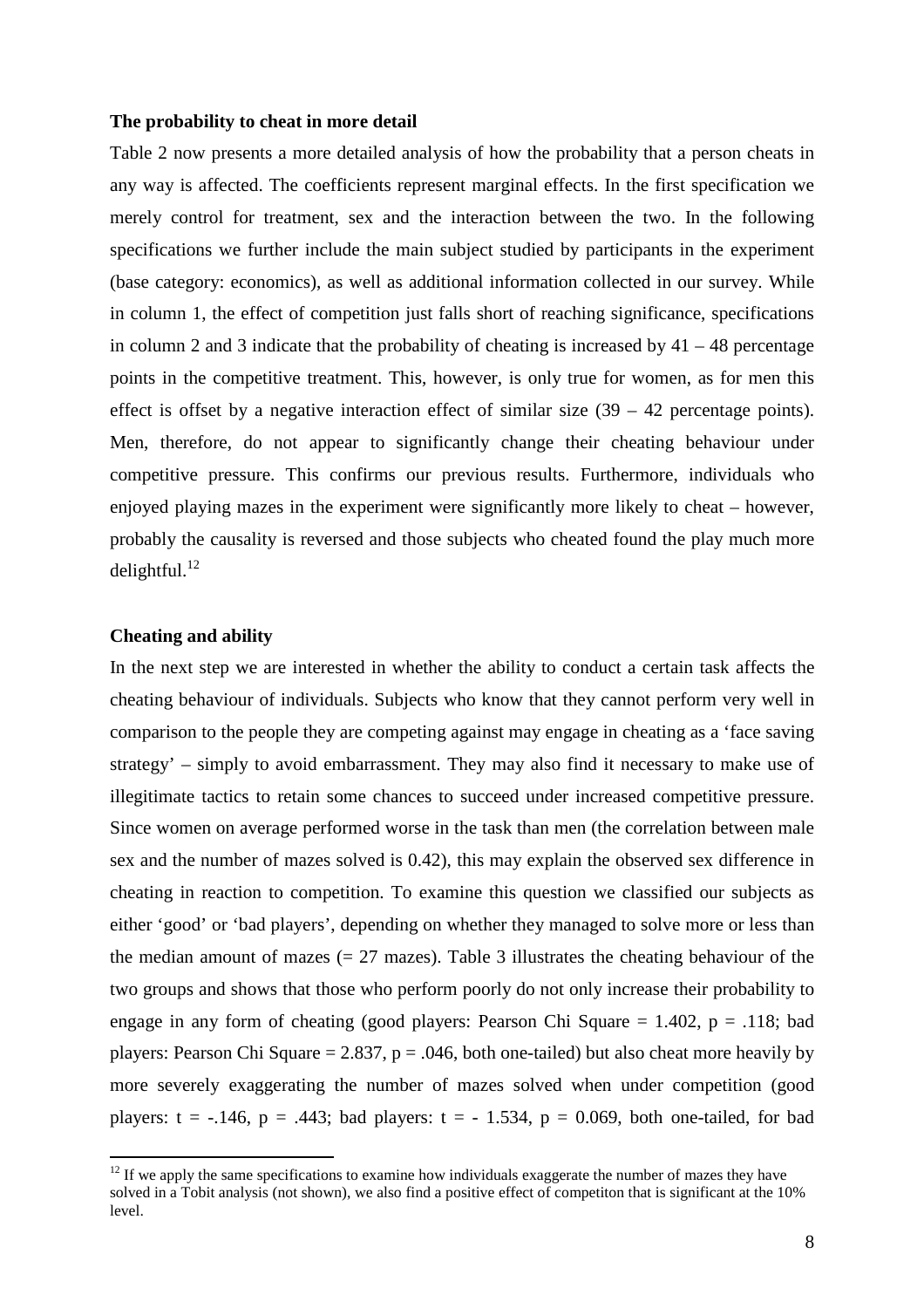**The probability to cheat in more detail**

Table 2 now presents a more detailed analysis of how the probability that a person cheats in any way is affected. The coefficients represent marginal effects. In the first specification we merely control for treatment, sex and the interaction between the two. In the following specifications we further include the main subject studied by participants in the experiment (base category: economics), as well as additional information collected in our survey. While in column 1, the effect of competition just falls short of reaching significance, specifications in column 2 and 3 indicate that the probability of cheating is increased by 41 – 48 percentage points in the competitive treatment. This, however, is only true for women, as for men this effect is offset by a negative interaction effect of similar size (39 – 42 percentage points). Men, therefore, do not appear to significantly change their cheating behaviour under competitive pressure. This confirms our previous results. Furthermore, individuals who enjoyed playing mazes in the experiment were significantly more likely to cheat – however, probably the causality is reversed and those subjects who cheated found the play much more delightful.[12]

**Cheating and ability**

In the next step we are interested in whether the ability to conduct a certain task affects the cheating behaviour of individuals. Subjects who know that they cannot perform very well in comparison to the people they are competing against may engage in cheating as a 'face saving strategy' – simply to avoid embarrassment. They may also find it necessary to make use of illegitimate tactics to retain some chances to succeed under increased competitive pressure. Since women on average performed worse in the task than men (the correlation between male sex and the number of mazes solved is 0.42), this may explain the observed sex difference in cheating in reaction to competition. To examine this question we classified our subjects as either 'good' or 'bad players', depending on whether they managed to solve more or less than the median amount of mazes (= 27 mazes). Table 3 illustrates the cheating behaviour of the two groups and shows that those who perform poorly do not only increase their probability to engage in any form of cheating (good players: Pearson Chi Square = 1.402, $p = .118$; bad players: Pearson Chi Square = 2.837, $p = .046$, both one-tailed) but also cheat more heavily by more severely exaggerating the number of mazes solved when under competition (good players: $t = -.146$, $p = .443$; bad players: $t = -1.534$, $p = 0.069$, both one-tailed, for bad

[12] If we apply the same specifications to examine how individuals exaggerate the number of mazes they have solved in a Tobit analysis (not shown), we also find a positive effect of competiton that is significant at the 10% level.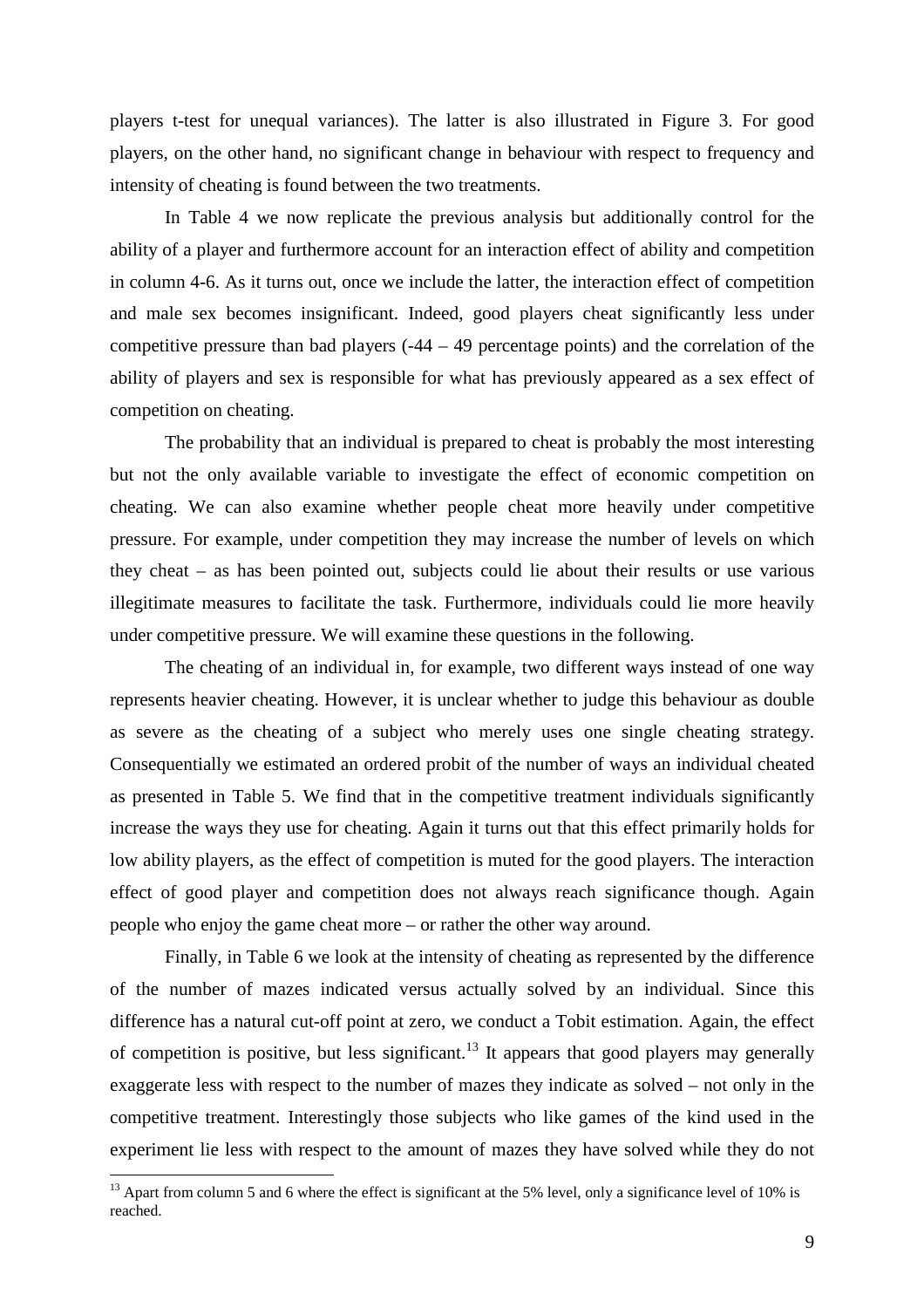players t-test for unequal variances). The latter is also illustrated in Figure 3. For good players, on the other hand, no significant change in behaviour with respect to frequency and intensity of cheating is found between the two treatments.

In Table 4 we now replicate the previous analysis but additionally control for the ability of a player and furthermore account for an interaction effect of ability and competition in column 4-6. As it turns out, once we include the latter, the interaction effect of competition and male sex becomes insignificant. Indeed, good players cheat significantly less under competitive pressure than bad players (-44 – 49 percentage points) and the correlation of the ability of players and sex is responsible for what has previously appeared as a sex effect of competition on cheating.

The probability that an individual is prepared to cheat is probably the most interesting but not the only available variable to investigate the effect of economic competition on cheating. We can also examine whether people cheat more heavily under competitive pressure. For example, under competition they may increase the number of levels on which they cheat – as has been pointed out, subjects could lie about their results or use various illegitimate measures to facilitate the task. Furthermore, individuals could lie more heavily under competitive pressure. We will examine these questions in the following.

The cheating of an individual in, for example, two different ways instead of one way represents heavier cheating. However, it is unclear whether to judge this behaviour as double as severe as the cheating of a subject who merely uses one single cheating strategy. Consequentially we estimated an ordered probit of the number of ways an individual cheated as presented in Table 5. We find that in the competitive treatment individuals significantly increase the ways they use for cheating. Again it turns out that this effect primarily holds for low ability players, as the effect of competition is muted for the good players. The interaction effect of good player and competition does not always reach significance though. Again people who enjoy the game cheat more – or rather the other way around.

Finally, in Table 6 we look at the intensity of cheating as represented by the difference of the number of mazes indicated versus actually solved by an individual. Since this difference has a natural cut-off point at zero, we conduct a Tobit estimation. Again, the effect of competition is positive, but less significant.[13] It appears that good players may generally exaggerate less with respect to the number of mazes they indicate as solved – not only in the competitive treatment. Interestingly those subjects who like games of the kind used in the experiment lie less with respect to the amount of mazes they have solved while they do not

[13] Apart from column 5 and 6 where the effect is significant at the 5% level, only a significance level of 10% is reached.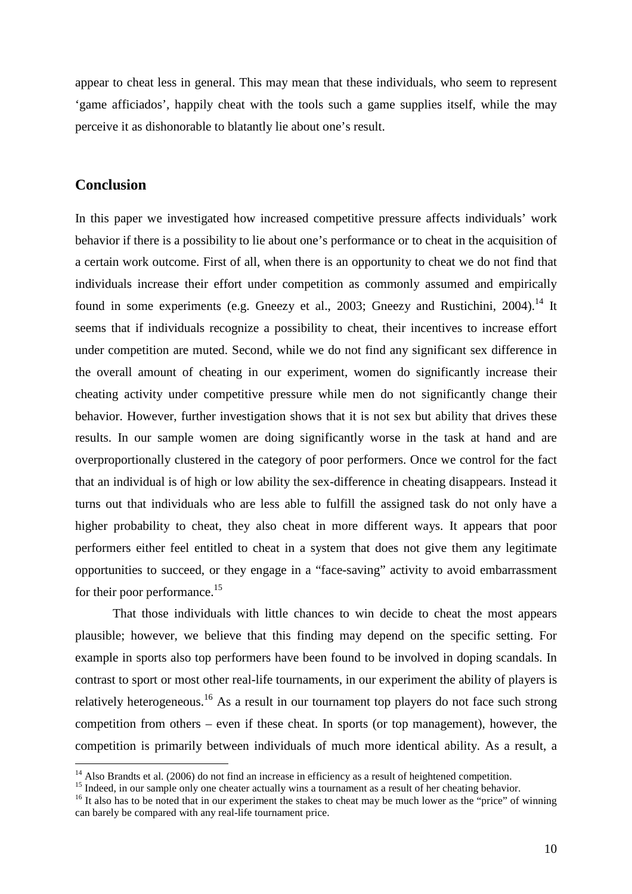appear to cheat less in general. This may mean that these individuals, who seem to represent 'game afficiados', happily cheat with the tools such a game supplies itself, while the may perceive it as dishonorable to blatantly lie about one's result.

## Conclusion

In this paper we investigated how increased competitive pressure affects individuals' work behavior if there is a possibility to lie about one's performance or to cheat in the acquisition of a certain work outcome. First of all, when there is an opportunity to cheat we do not find that individuals increase their effort under competition as commonly assumed and empirically found in some experiments (e.g. Gneezy et al., 2003; Gneezy and Rustichini, 2004).[14] It seems that if individuals recognize a possibility to cheat, their incentives to increase effort under competition are muted. Second, while we do not find any significant sex difference in the overall amount of cheating in our experiment, women do significantly increase their cheating activity under competitive pressure while men do not significantly change their behavior. However, further investigation shows that it is not sex but ability that drives these results. In our sample women are doing significantly worse in the task at hand and are overproportionally clustered in the category of poor performers. Once we control for the fact that an individual is of high or low ability the sex-difference in cheating disappears. Instead it turns out that individuals who are less able to fulfill the assigned task do not only have a higher probability to cheat, they also cheat in more different ways. It appears that poor performers either feel entitled to cheat in a system that does not give them any legitimate opportunities to succeed, or they engage in a "face-saving" activity to avoid embarrassment for their poor performance.[15]

That those individuals with little chances to win decide to cheat the most appears plausible; however, we believe that this finding may depend on the specific setting. For example in sports also top performers have been found to be involved in doping scandals. In contrast to sport or most other real-life tournaments, in our experiment the ability of players is relatively heterogeneous.[16] As a result in our tournament top players do not face such strong competition from others – even if these cheat. In sports (or top management), however, the competition is primarily between individuals of much more identical ability. As a result, a

[14] Also Brandts et al. (2006) do not find an increase in efficiency as a result of heightened competition.

[15] Indeed, in our sample only one cheater actually wins a tournament as a result of her cheating behavior.

[16] It also has to be noted that in our experiment the stakes to cheat may be much lower as the "price" of winning can barely be compared with any real-life tournament price.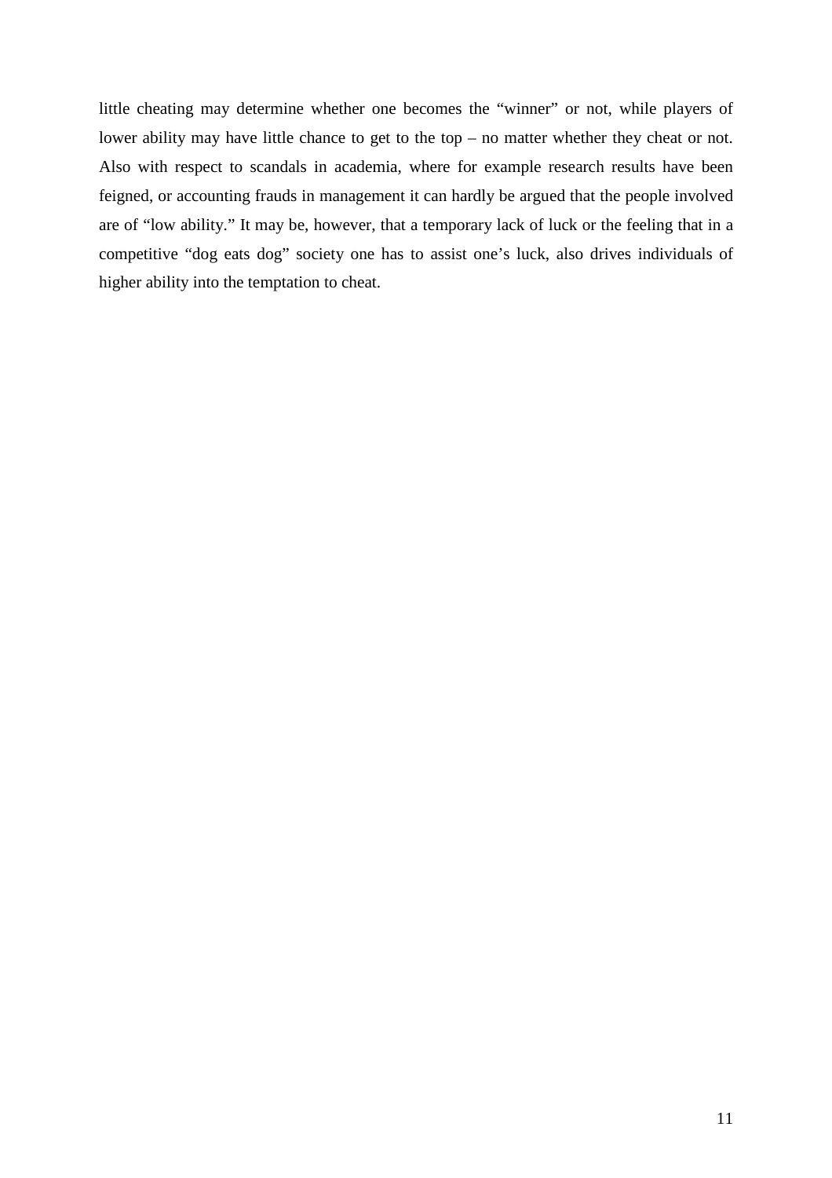little cheating may determine whether one becomes the “winner” or not, while players of lower ability may have little chance to get to the top – no matter whether they cheat or not. Also with respect to scandals in academia, where for example research results have been feigned, or accounting frauds in management it can hardly be argued that the people involved are of “low ability.” It may be, however, that a temporary lack of luck or the feeling that in a competitive “dog eats dog” society one has to assist one’s luck, also drives individuals of higher ability into the temptation to cheat.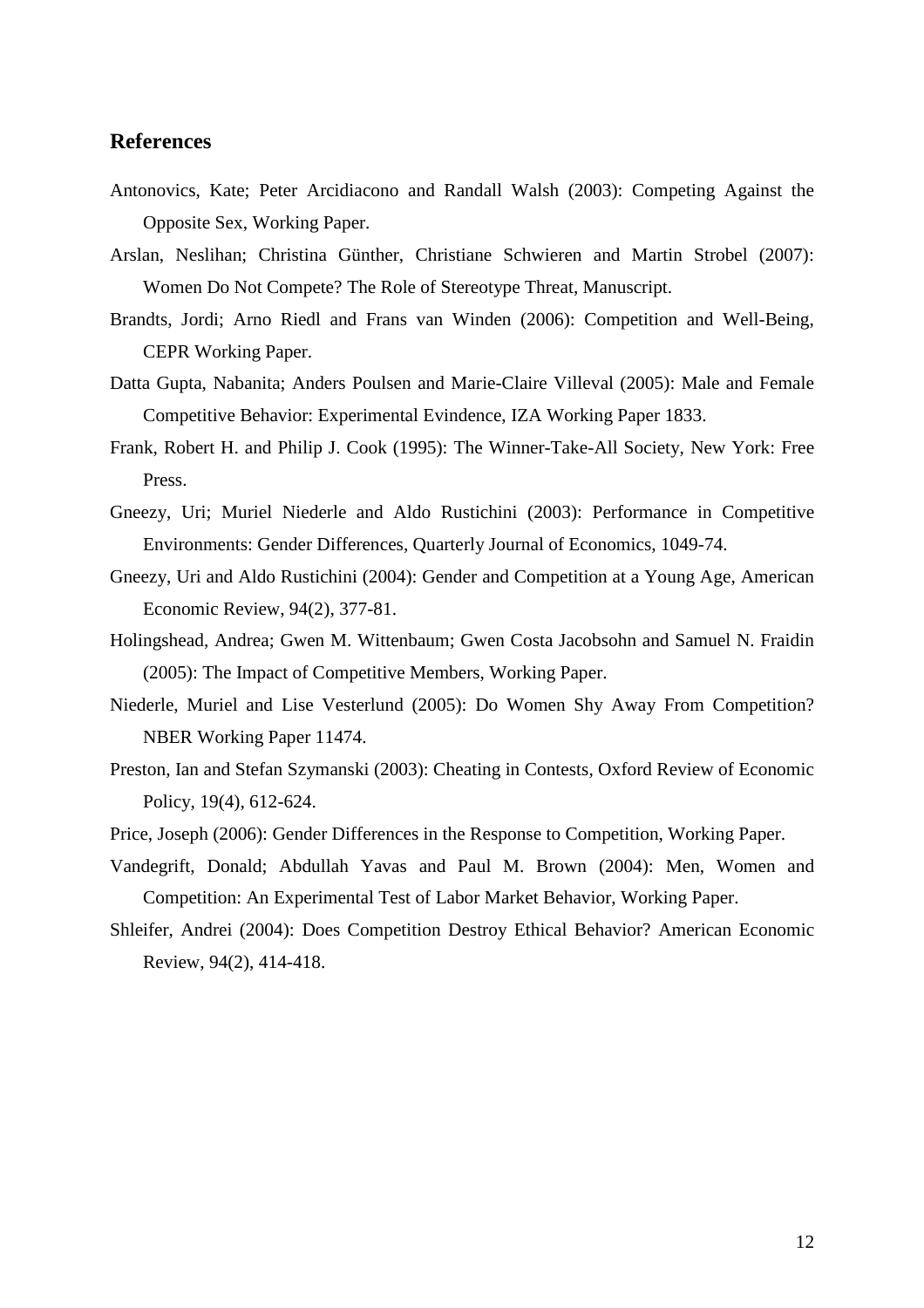## References

Antonovics, Kate; Peter Arcidiacono and Randall Walsh (2003): Competing Against the Opposite Sex, Working Paper.

Arslan, Neslihan; Christina Günther, Christiane Schwieren and Martin Strobel (2007): Women Do Not Compete? The Role of Stereotype Threat, Manuscript.

Brandts, Jordi; Arno Riedl and Frans van Winden (2006): Competition and Well-Being, CEPR Working Paper.

Datta Gupta, Nabanita; Anders Poulsen and Marie-Claire Villeval (2005): Male and Female Competitive Behavior: Experimental Evindence, IZA Working Paper 1833.

Frank, Robert H. and Philip J. Cook (1995): The Winner-Take-All Society, New York: Free Press.

Gneezy, Uri; Muriel Niederle and Aldo Rustichini (2003): Performance in Competitive Environments: Gender Differences, Quarterly Journal of Economics, 1049-74.

Gneezy, Uri and Aldo Rustichini (2004): Gender and Competition at a Young Age, American Economic Review, 94(2), 377-81.

Holingshead, Andrea; Gwen M. Wittenbaum; Gwen Costa Jacobsohn and Samuel N. Fraidin (2005): The Impact of Competitive Members, Working Paper.

Niederle, Muriel and Lise Vesterlund (2005): Do Women Shy Away From Competition? NBER Working Paper 11474.

Preston, Ian and Stefan Szymanski (2003): Cheating in Contests, Oxford Review of Economic Policy, 19(4), 612-624.

Price, Joseph (2006): Gender Differences in the Response to Competition, Working Paper.

Vandegrift, Donald; Abdullah Yavas and Paul M. Brown (2004): Men, Women and Competition: An Experimental Test of Labor Market Behavior, Working Paper.

Shleifer, Andrei (2004): Does Competition Destroy Ethical Behavior? American Economic Review, 94(2), 414-418.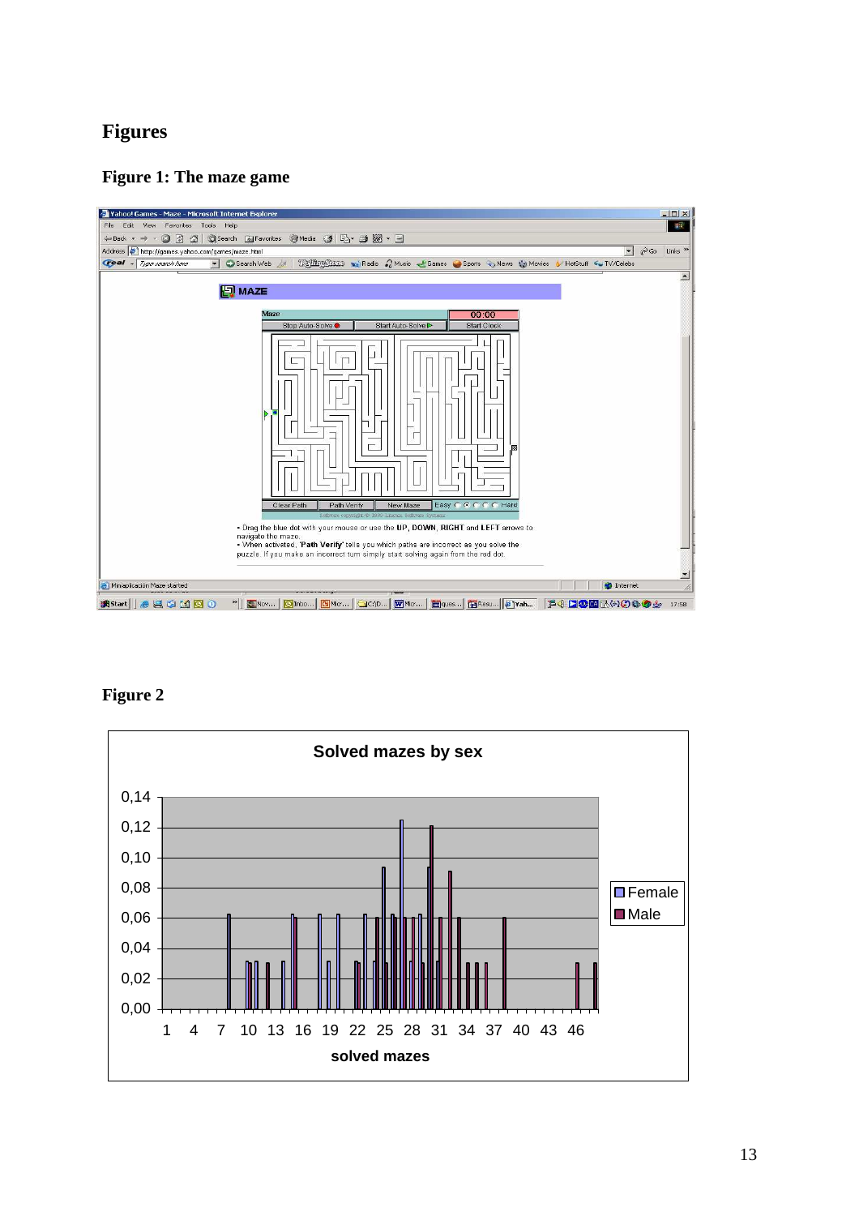# Figures

## Figure 1: The maze game

## Figure 2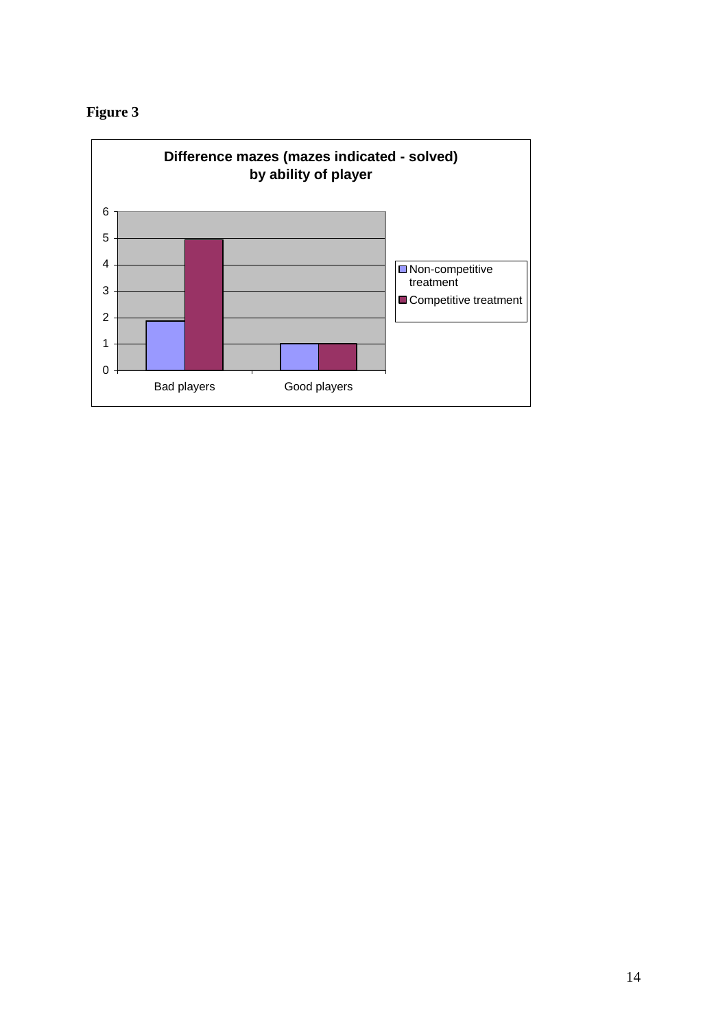**Figure 3**

**Difference mazes (mazes indicated - solved) by ability of player**

| | Non-competitive treatment | Competitive treatment |
|---|---|---|
| Bad players | 1.9 | 5 |
| Good players | 1 | 1 |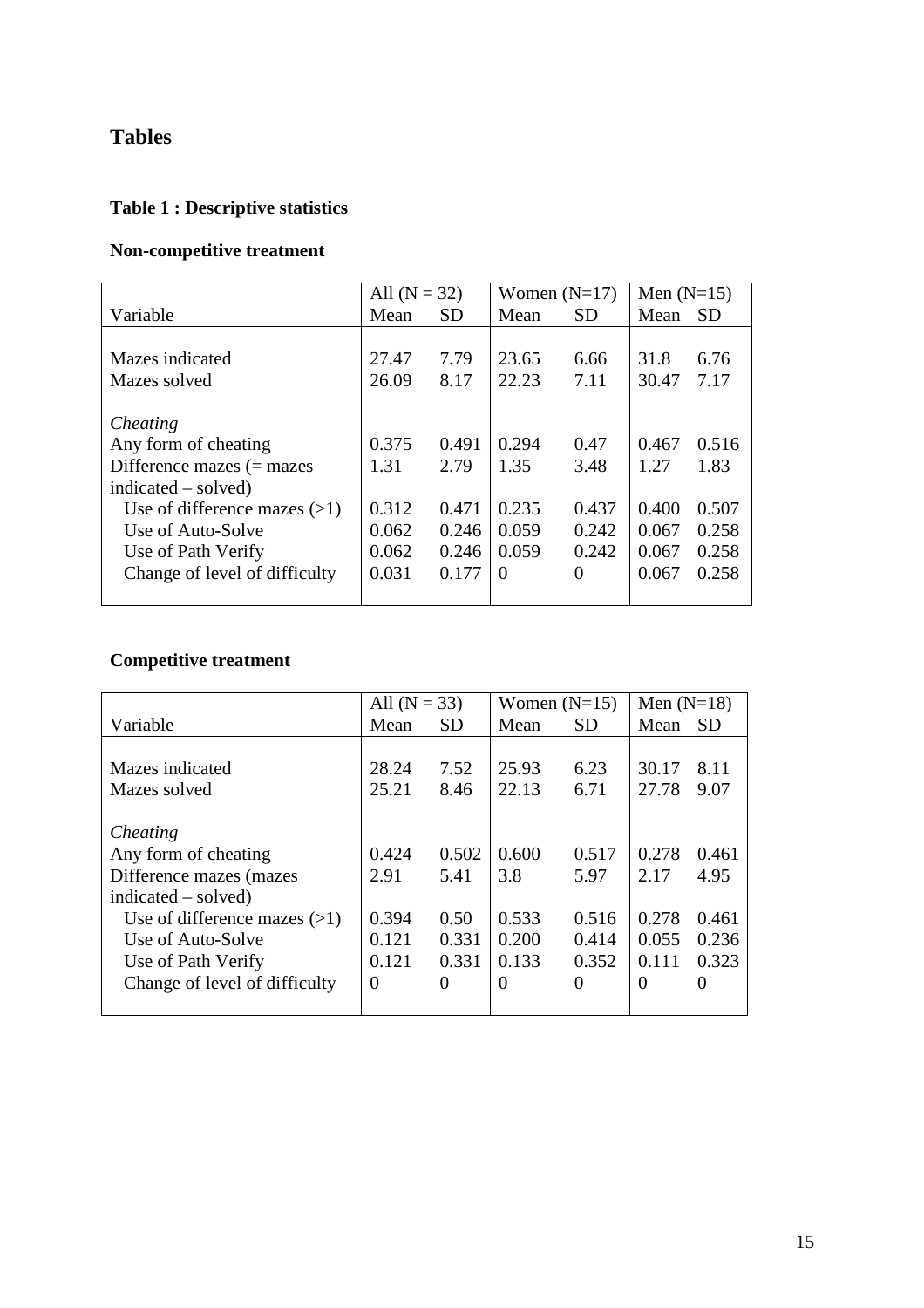# Tables

## Table 1 : Descriptive statistics

### Non-competitive treatment

| | All (N = 32) | | Women (N=17) | | Men (N=15) | |
|---|---|---|---|---|---|---|
| Variable | Mean | SD | Mean | SD | Mean | SD |
| Mazes indicated | 27.47 | 7.79 | 23.65 | 6.66 | 31.8 | 6.76 |
| Mazes solved | 26.09 | 8.17 | 22.23 | 7.11 | 30.47 | 7.17 |
| *Cheating* | | | | | | |
| Any form of cheating | 0.375 | 0.491 | 0.294 | 0.47 | 0.467 | 0.516 |
| Difference mazes (= mazes indicated – solved) | 1.31 | 2.79 | 1.35 | 3.48 | 1.27 | 1.83 |
| Use of difference mazes (>1) | 0.312 | 0.471 | 0.235 | 0.437 | 0.400 | 0.507 |
| Use of Auto-Solve | 0.062 | 0.246 | 0.059 | 0.242 | 0.067 | 0.258 |
| Use of Path Verify | 0.062 | 0.246 | 0.059 | 0.242 | 0.067 | 0.258 |
| Change of level of difficulty | 0.031 | 0.177 | 0 | 0 | 0.067 | 0.258 |

### Competitive treatment

| | All (N = 33) | | Women (N=15) | | Men (N=18) | |
|---|---|---|---|---|---|---|
| Variable | Mean | SD | Mean | SD | Mean | SD |
| Mazes indicated | 28.24 | 7.52 | 25.93 | 6.23 | 30.17 | 8.11 |
| Mazes solved | 25.21 | 8.46 | 22.13 | 6.71 | 27.78 | 9.07 |
| *Cheating* | | | | | | |
| Any form of cheating | 0.424 | 0.502 | 0.600 | 0.517 | 0.278 | 0.461 |
| Difference mazes (mazes indicated – solved) | 2.91 | 5.41 | 3.8 | 5.97 | 2.17 | 4.95 |
| Use of difference mazes (>1) | 0.394 | 0.50 | 0.533 | 0.516 | 0.278 | 0.461 |
| Use of Auto-Solve | 0.121 | 0.331 | 0.200 | 0.414 | 0.055 | 0.236 |
| Use of Path Verify | 0.121 | 0.331 | 0.133 | 0.352 | 0.111 | 0.323 |
| Change of level of difficulty | 0 | 0 | 0 | 0 | 0 | 0 |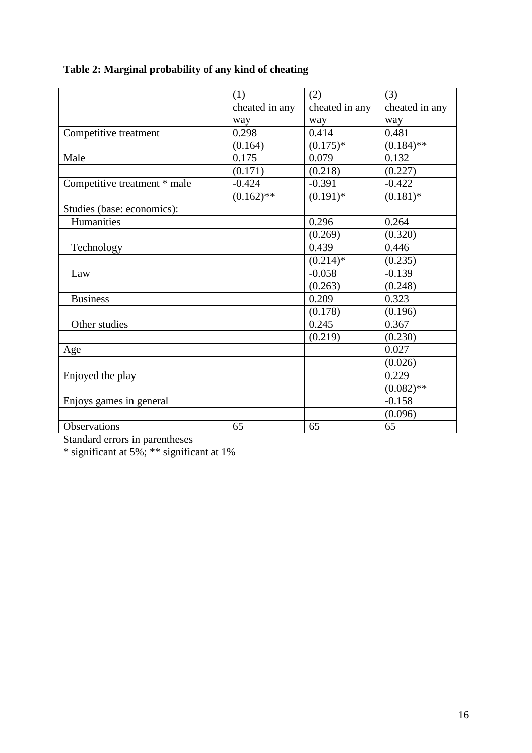**Table 2: Marginal probability of any kind of cheating**

| | (1) | (2) | (3) |
|---|---|---|---|
| | cheated in any way | cheated in any way | cheated in any way |
| Competitive treatment | 0.298 | 0.414 | 0.481 |
| | (0.164) | (0.175)* | (0.184)** |
| Male | 0.175 | 0.079 | 0.132 |
| | (0.171) | (0.218) | (0.227) |
| Competitive treatment * male | -0.424 | -0.391 | -0.422 |
| | (0.162)** | (0.191)* | (0.181)* |
| Studies (base: economics): | | | |
| Humanities | | 0.296 | 0.264 |
| | | (0.269) | (0.320) |
| Technology | | 0.439 | 0.446 |
| | | (0.214)* | (0.235) |
| Law | | -0.058 | -0.139 |
| | | (0.263) | (0.248) |
| Business | | 0.209 | 0.323 |
| | | (0.178) | (0.196) |
| Other studies | | 0.245 | 0.367 |
| | | (0.219) | (0.230) |
| Age | | | 0.027 |
| | | | (0.026) |
| Enjoyed the play | | | 0.229 |
| | | | (0.082)** |
| Enjoys games in general | | | -0.158 |
| | | | (0.096) |
| Observations | 65 | 65 | 65 |

Standard errors in parentheses

* significant at 5%; ** significant at 1%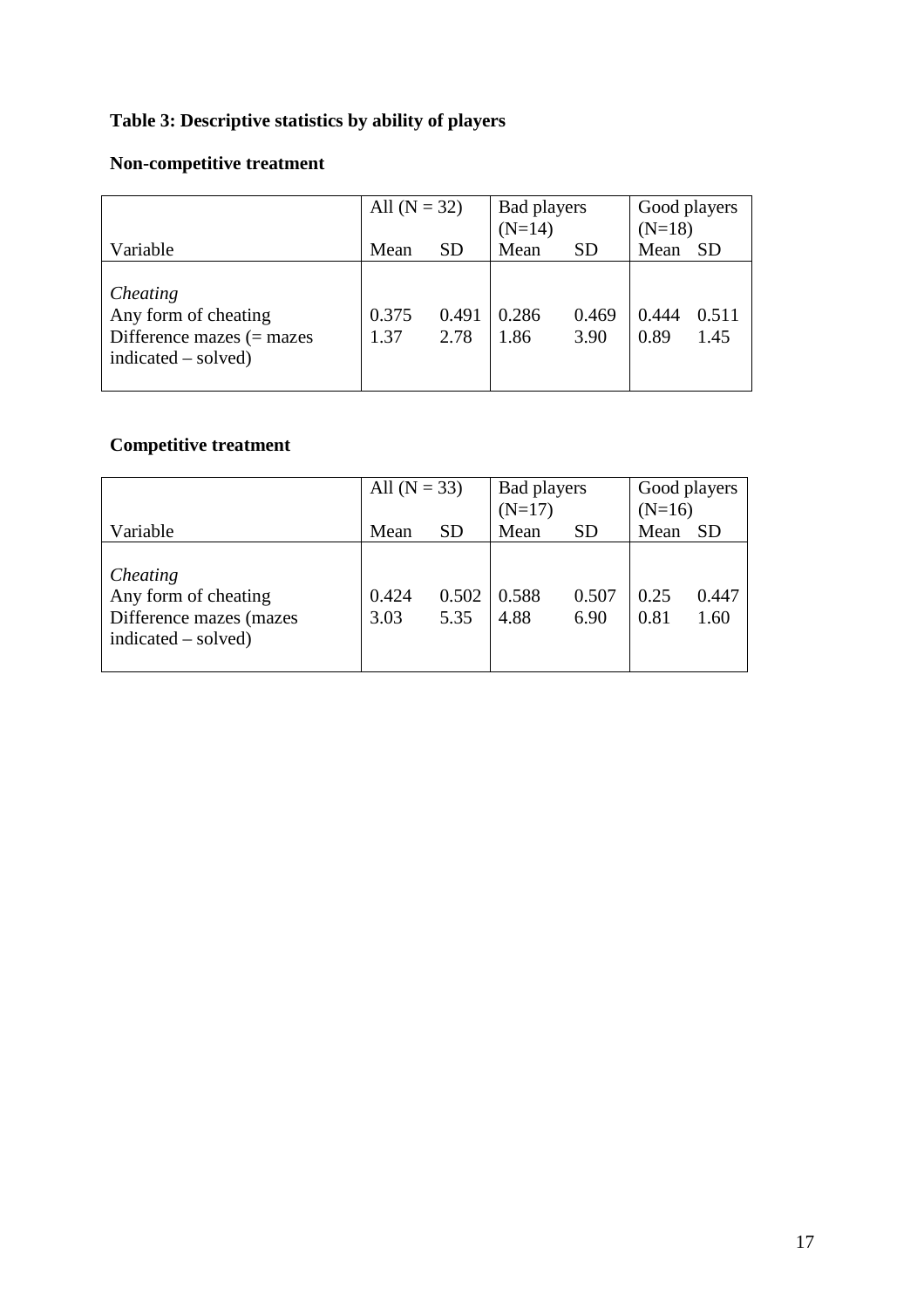**Table 3: Descriptive statistics by ability of players**

**Non-competitive treatment**

| | All (N = 32) | | Bad players (N=14) | | Good players (N=18) | |
|---|---|---|---|---|---|---|
| Variable | Mean | SD | Mean | SD | Mean | SD |
| *Cheating* | | | | | | |
| Any form of cheating | 0.375 | 0.491 | 0.286 | 0.469 | 0.444 | 0.511 |
| Difference mazes (= mazes indicated – solved) | 1.37 | 2.78 | 1.86 | 3.90 | 0.89 | 1.45 |

**Competitive treatment**

| | All (N = 33) | | Bad players (N=17) | | Good players (N=16) | |
|---|---|---|---|---|---|---|
| Variable | Mean | SD | Mean | SD | Mean | SD |
| *Cheating* | | | | | | |
| Any form of cheating | 0.424 | 0.502 | 0.588 | 0.507 | 0.25 | 0.447 |
| Difference mazes (mazes indicated – solved) | 3.03 | 5.35 | 4.88 | 6.90 | 0.81 | 1.60 |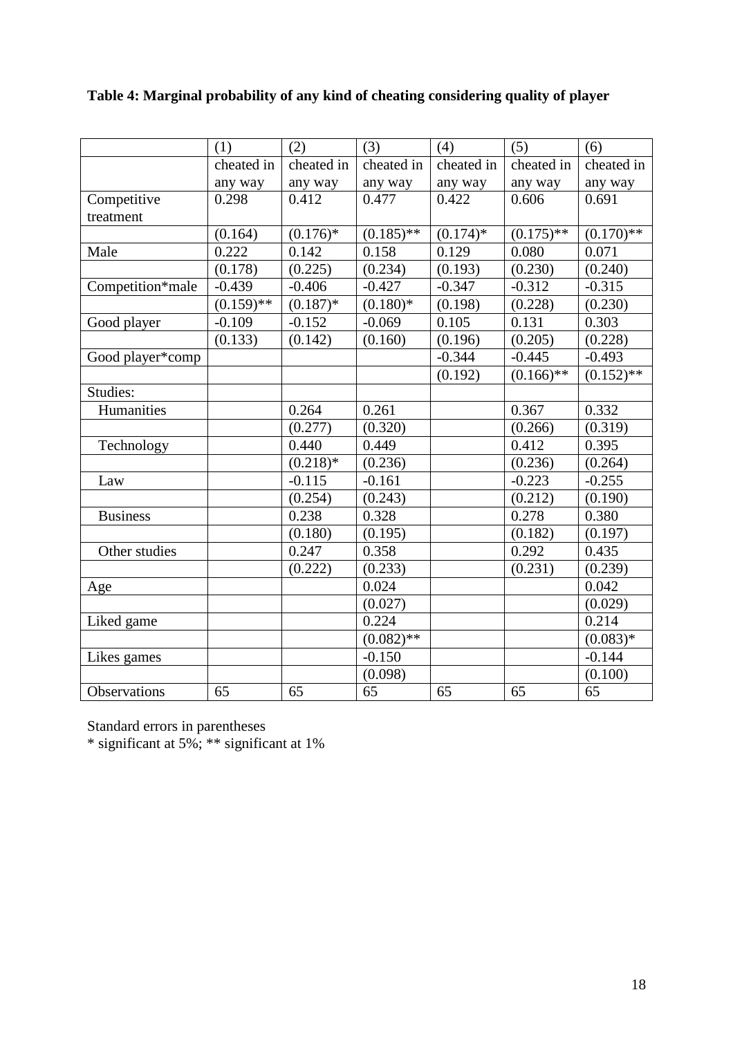**Table 4: Marginal probability of any kind of cheating considering quality of player**

| | (1) | (2) | (3) | (4) | (5) | (6) |
|---|---|---|---|---|---|---|
| | cheated in any way | cheated in any way | cheated in any way | cheated in any way | cheated in any way | cheated in any way |
| Competitive treatment | 0.298 | 0.412 | 0.477 | 0.422 | 0.606 | 0.691 |
| | (0.164) | (0.176)* | (0.185)** | (0.174)* | (0.175)** | (0.170)** |
| Male | 0.222 | 0.142 | 0.158 | 0.129 | 0.080 | 0.071 |
| | (0.178) | (0.225) | (0.234) | (0.193) | (0.230) | (0.240) |
| Competition*male | -0.439 | -0.406 | -0.427 | -0.347 | -0.312 | -0.315 |
| | (0.159)** | (0.187)* | (0.180)* | (0.198) | (0.228) | (0.230) |
| Good player | -0.109 | -0.152 | -0.069 | 0.105 | 0.131 | 0.303 |
| | (0.133) | (0.142) | (0.160) | (0.196) | (0.205) | (0.228) |
| Good player*comp | | | | -0.344 | -0.445 | -0.493 |
| | | | | (0.192) | (0.166)** | (0.152)** |
| Studies: | | | | | | |
| Humanities | | 0.264 | 0.261 | | 0.367 | 0.332 |
| | | (0.277) | (0.320) | | (0.266) | (0.319) |
| Technology | | 0.440 | 0.449 | | 0.412 | 0.395 |
| | | (0.218)* | (0.236) | | (0.236) | (0.264) |
| Law | | -0.115 | -0.161 | | -0.223 | -0.255 |
| | | (0.254) | (0.243) | | (0.212) | (0.190) |
| Business | | 0.238 | 0.328 | | 0.278 | 0.380 |
| | | (0.180) | (0.195) | | (0.182) | (0.197) |
| Other studies | | 0.247 | 0.358 | | 0.292 | 0.435 |
| | | (0.222) | (0.233) | | (0.231) | (0.239) |
| Age | | | 0.024 | | | 0.042 |
| | | | (0.027) | | | (0.029) |
| Liked game | | | 0.224 | | | 0.214 |
| | | | (0.082)** | | | (0.083)* |
| Likes games | | | -0.150 | | | -0.144 |
| | | | (0.098) | | | (0.100) |
| Observations | 65 | 65 | 65 | 65 | 65 | 65 |

Standard errors in parentheses

* significant at 5%; ** significant at 1%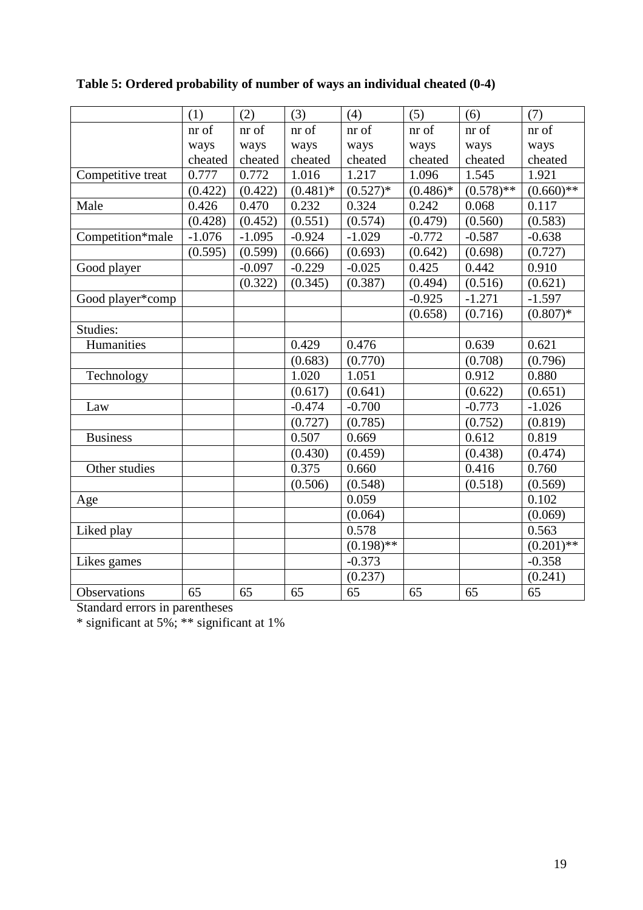**Table 5: Ordered probability of number of ways an individual cheated (0-4)**

| | (1) | (2) | (3) | (4) | (5) | (6) | (7) |
|---|---|---|---|---|---|---|---|
| | nr of ways cheated | nr of ways cheated | nr of ways cheated | nr of ways cheated | nr of ways cheated | nr of ways cheated | nr of ways cheated |
| Competitive treat | 0.777 | 0.772 | 1.016 | 1.217 | 1.096 | 1.545 | 1.921 |
| | (0.422) | (0.422) | (0.481)* | (0.527)* | (0.486)* | (0.578)** | (0.660)** |
| Male | 0.426 | 0.470 | 0.232 | 0.324 | 0.242 | 0.068 | 0.117 |
| | (0.428) | (0.452) | (0.551) | (0.574) | (0.479) | (0.560) | (0.583) |
| Competition*male | -1.076 | -1.095 | -0.924 | -1.029 | -0.772 | -0.587 | -0.638 |
| | (0.595) | (0.599) | (0.666) | (0.693) | (0.642) | (0.698) | (0.727) |
| Good player | | -0.097 | -0.229 | -0.025 | 0.425 | 0.442 | 0.910 |
| | | (0.322) | (0.345) | (0.387) | (0.494) | (0.516) | (0.621) |
| Good player*comp | | | | | -0.925 | -1.271 | -1.597 |
| | | | | | (0.658) | (0.716) | (0.807)* |
| Studies: | | | | | | | |
| Humanities | | | 0.429 | 0.476 | | 0.639 | 0.621 |
| | | | (0.683) | (0.770) | | (0.708) | (0.796) |
| Technology | | | 1.020 | 1.051 | | 0.912 | 0.880 |
| | | | (0.617) | (0.641) | | (0.622) | (0.651) |
| Law | | | -0.474 | -0.700 | | -0.773 | -1.026 |
| | | | (0.727) | (0.785) | | (0.752) | (0.819) |
| Business | | | 0.507 | 0.669 | | 0.612 | 0.819 |
| | | | (0.430) | (0.459) | | (0.438) | (0.474) |
| Other studies | | | 0.375 | 0.660 | | 0.416 | 0.760 |
| | | | (0.506) | (0.548) | | (0.518) | (0.569) |
| Age | | | | 0.059 | | | 0.102 |
| | | | | (0.064) | | | (0.069) |
| Liked play | | | | 0.578 | | | 0.563 |
| | | | | (0.198)** | | | (0.201)** |
| Likes games | | | | -0.373 | | | -0.358 |
| | | | | (0.237) | | | (0.241) |
| Observations | 65 | 65 | 65 | 65 | 65 | 65 | 65 |

Standard errors in parentheses

* significant at 5%; ** significant at 1%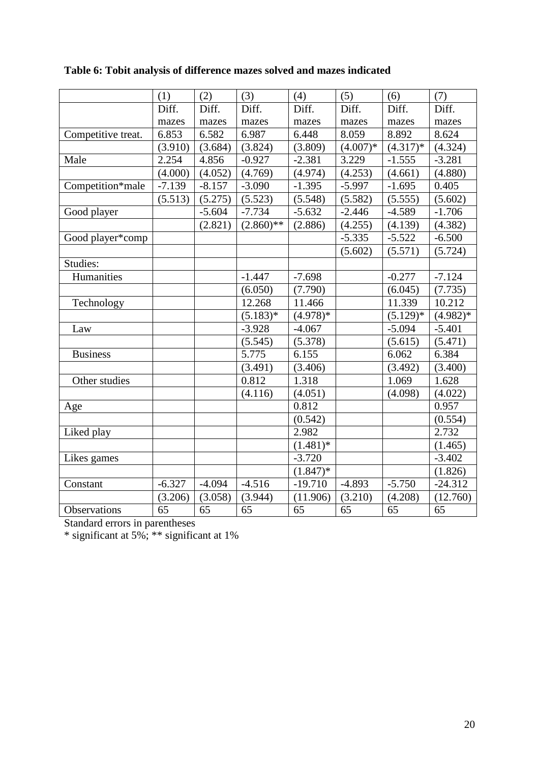**Table 6: Tobit analysis of difference mazes solved and mazes indicated**

| | (1) | (2) | (3) | (4) | (5) | (6) | (7) |
|---|---|---|---|---|---|---|---|
| | Diff. mazes | Diff. mazes | Diff. mazes | Diff. mazes | Diff. mazes | Diff. mazes | Diff. mazes |
| Competitive treat. | 6.853 | 6.582 | 6.987 | 6.448 | 8.059 | 8.892 | 8.624 |
| | (3.910) | (3.684) | (3.824) | (3.809) | (4.007)* | (4.317)* | (4.324) |
| Male | 2.254 | 4.856 | -0.927 | -2.381 | 3.229 | -1.555 | -3.281 |
| | (4.000) | (4.052) | (4.769) | (4.974) | (4.253) | (4.661) | (4.880) |
| Competition*male | -7.139 | -8.157 | -3.090 | -1.395 | -5.997 | -1.695 | 0.405 |
| | (5.513) | (5.275) | (5.523) | (5.548) | (5.582) | (5.555) | (5.602) |
| Good player | | -5.604 | -7.734 | -5.632 | -2.446 | -4.589 | -1.706 |
| | | (2.821) | (2.860)** | (2.886) | (4.255) | (4.139) | (4.382) |
| Good player*comp | | | | | -5.335 | -5.522 | -6.500 |
| | | | | | (5.602) | (5.571) | (5.724) |
| Studies: | | | | | | | |
| Humanities | | | -1.447 | -7.698 | | -0.277 | -7.124 |
| | | | (6.050) | (7.790) | | (6.045) | (7.735) |
| Technology | | | 12.268 | 11.466 | | 11.339 | 10.212 |
| | | | (5.183)* | (4.978)* | | (5.129)* | (4.982)* |
| Law | | | -3.928 | -4.067 | | -5.094 | -5.401 |
| | | | (5.545) | (5.378) | | (5.615) | (5.471) |
| Business | | | 5.775 | 6.155 | | 6.062 | 6.384 |
| | | | (3.491) | (3.406) | | (3.492) | (3.400) |
| Other studies | | | 0.812 | 1.318 | | 1.069 | 1.628 |
| | | | (4.116) | (4.051) | | (4.098) | (4.022) |
| Age | | | | 0.812 | | | 0.957 |
| | | | | (0.542) | | | (0.554) |
| Liked play | | | | 2.982 | | | 2.732 |
| | | | | (1.481)* | | | (1.465) |
| Likes games | | | | -3.720 | | | -3.402 |
| | | | | (1.847)* | | | (1.826) |
| Constant | -6.327 | -4.094 | -4.516 | -19.710 | -4.893 | -5.750 | -24.312 |
| | (3.206) | (3.058) | (3.944) | (11.906) | (3.210) | (4.208) | (12.760) |
| Observations | 65 | 65 | 65 | 65 | 65 | 65 | 65 |

Standard errors in parentheses
* significant at 5%; ** significant at 1%